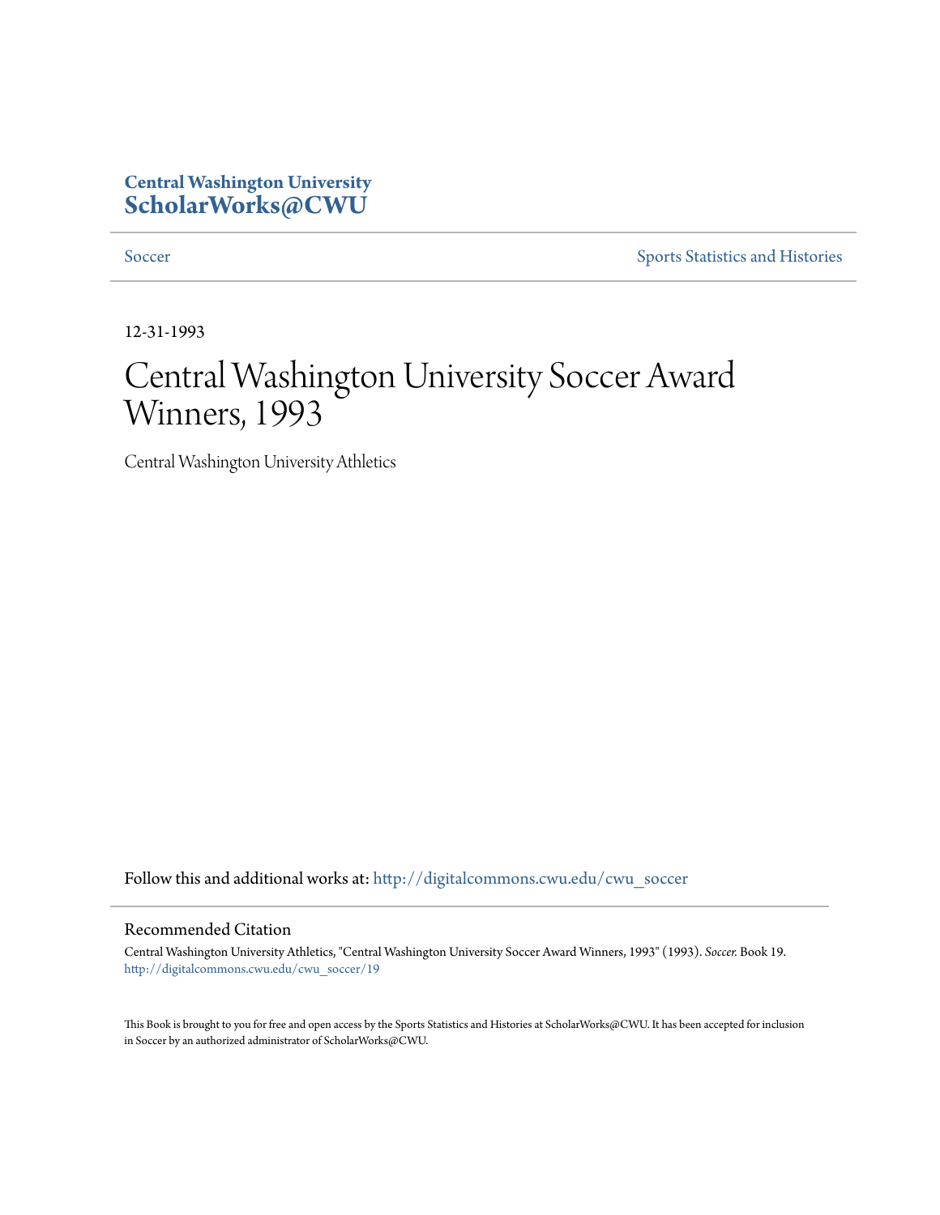Central Washington University
**ScholarWorks@CWU**

Soccer | Sports Statistics and Histories

12-31-1993

# Central Washington University Soccer Award Winners, 1993

Central Washington University Athletics

Follow this and additional works at: http://digitalcommons.cwu.edu/cwu_soccer

## Recommended Citation

Central Washington University Athletics, "Central Washington University Soccer Award Winners, 1993" (1993). *Soccer.* Book 19.
http://digitalcommons.cwu.edu/cwu_soccer/19

This Book is brought to you for free and open access by the Sports Statistics and Histories at ScholarWorks@CWU. It has been accepted for inclusion in Soccer by an authorized administrator of ScholarWorks@CWU.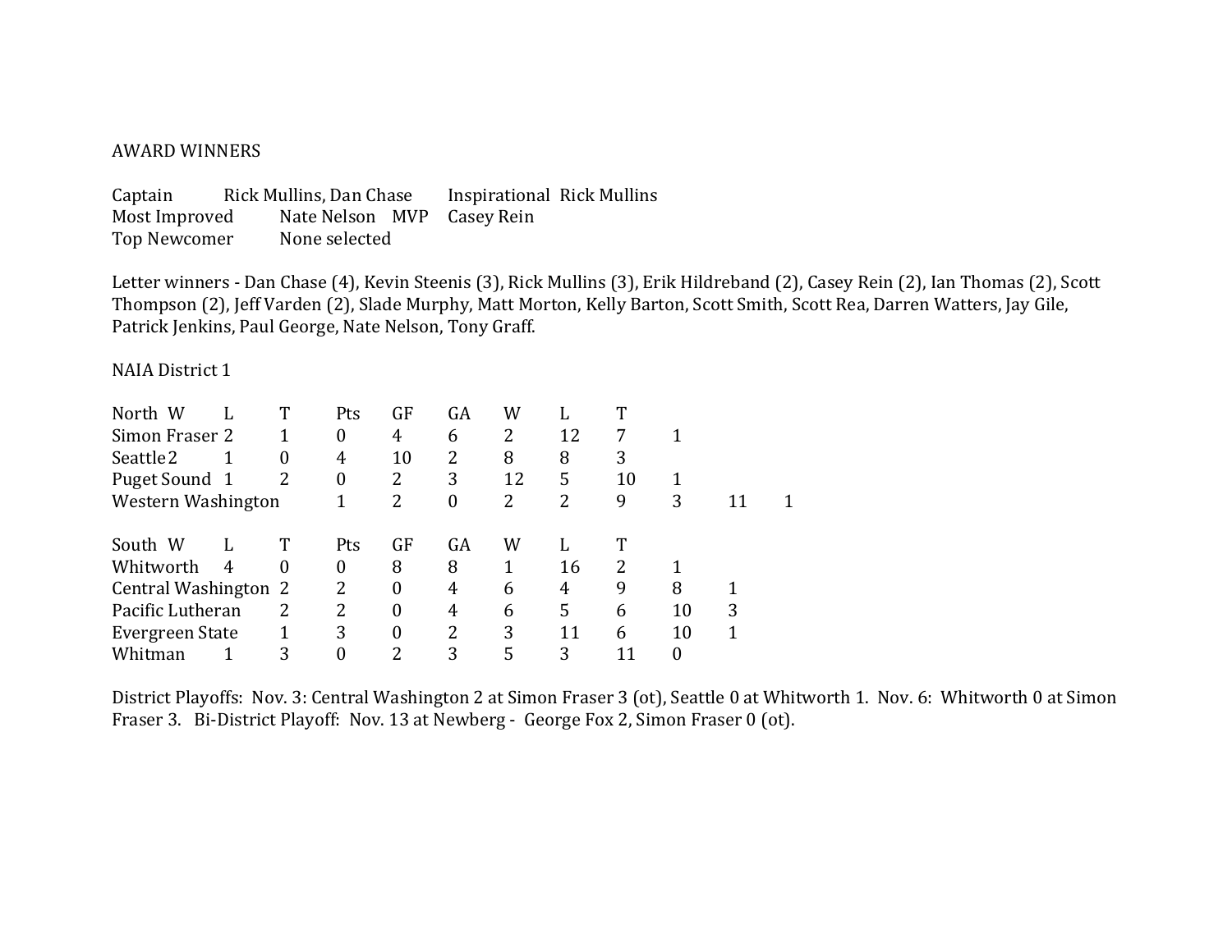AWARD WINNERS

Captain Rick Mullins, Dan Chase    Inspirational Rick Mullins
Most Improved Nate Nelson    MVP Casey Rein
Top Newcomer None selected

Letter winners - Dan Chase (4), Kevin Steenis (3), Rick Mullins (3), Erik Hildreband (2), Casey Rein (2), Ian Thomas (2), Scott Thompson (2), Jeff Varden (2), Slade Murphy, Matt Morton, Kelly Barton, Scott Smith, Scott Rea, Darren Watters, Jay Gile, Patrick Jenkins, Paul George, Nate Nelson, Tony Graff.

NAIA District 1

| North | W | L | T | Pts | GF | GA | W | L | T |
|---|---|---|---|---|---|---|---|---|---|
| Simon Fraser | 2 | 1 | 0 | 4 | 6 | 2 | 12 | 7 | 1 |
| Seattle | 2 | 1 | 0 | 4 | 10 | 2 | 8 | 8 | 3 |
| Puget Sound | 1 | 2 | 0 | 2 | 3 | 12 | 5 | 10 | 1 |
| Western Washington | 1 | 2 | 0 | 2 | 2 | 9 | 3 | 11 | 1 |

| South | W | L | T | Pts | GF | GA | W | L | T |
|---|---|---|---|---|---|---|---|---|---|
| Whitworth | 4 | 0 | 0 | 8 | 8 | 1 | 16 | 2 | 1 |
| Central Washington | 2 | 2 | 0 | 4 | 6 | 4 | 9 | 8 | 1 |
| Pacific Lutheran | 2 | 2 | 0 | 4 | 6 | 5 | 6 | 10 | 3 |
| Evergreen State | 1 | 3 | 0 | 2 | 3 | 11 | 6 | 10 | 1 |
| Whitman | 1 | 3 | 0 | 2 | 3 | 5 | 3 | 11 | 0 |

District Playoffs: Nov. 3: Central Washington 2 at Simon Fraser 3 (ot), Seattle 0 at Whitworth 1. Nov. 6: Whitworth 0 at Simon Fraser 3. Bi-District Playoff: Nov. 13 at Newberg - George Fox 2, Simon Fraser 0 (ot).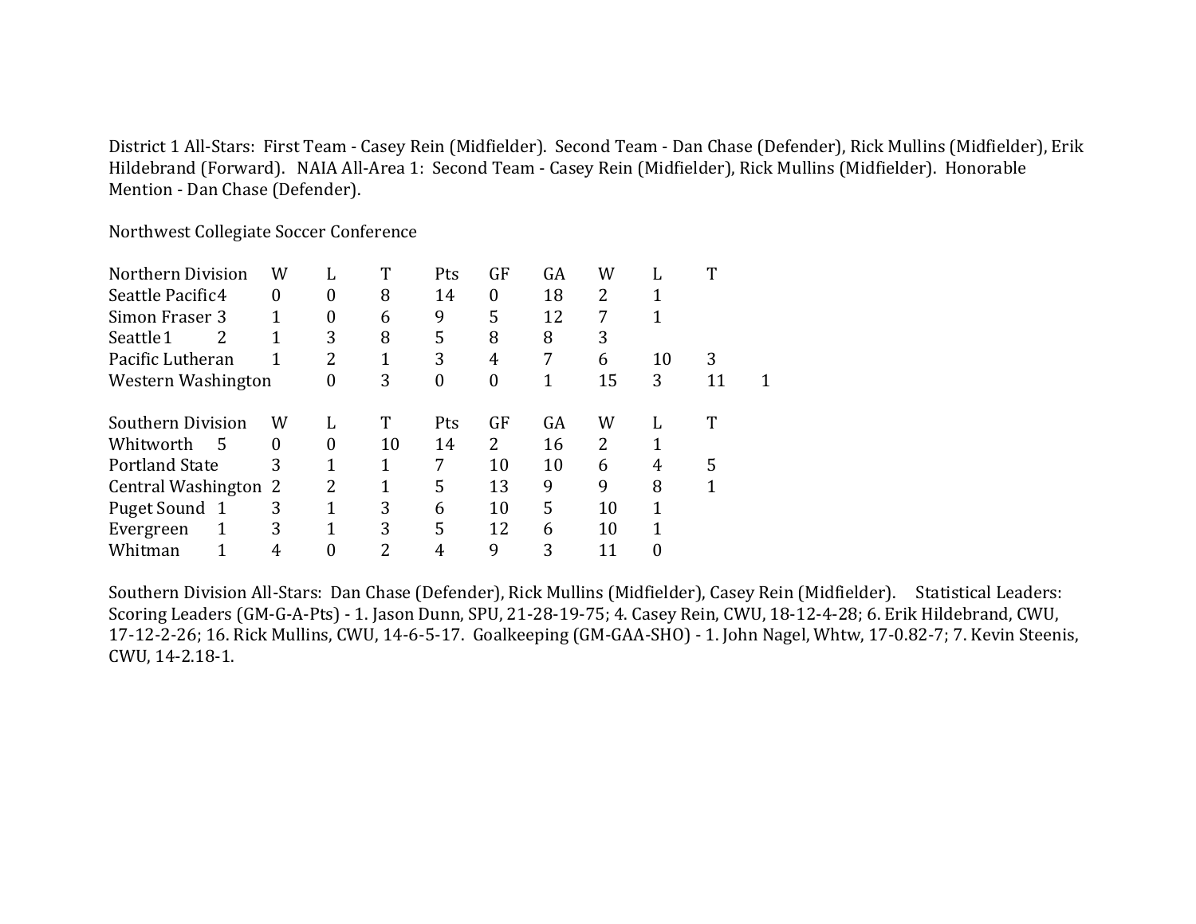District 1 All-Stars: First Team - Casey Rein (Midfielder). Second Team - Dan Chase (Defender), Rick Mullins (Midfielder), Erik Hildebrand (Forward). NAIA All-Area 1: Second Team - Casey Rein (Midfielder), Rick Mullins (Midfielder). Honorable Mention - Dan Chase (Defender).

Northwest Collegiate Soccer Conference

| Northern Division | W | L | T | Pts | GF | GA | W | L | T |
|---|---|---|---|---|---|---|---|---|---|
| Seattle Pacific | 4 | 0 | 0 | 8 | 14 | 0 | 18 | 2 | 1 |
| Simon Fraser | 3 | 1 | 0 | 6 | 9 | 5 | 12 | 7 | 1 |
| Seattle | 1 | 2 | 1 | 3 | 8 | 5 | 8 | 8 | 3 |
| Pacific Lutheran | 1 | 2 | 1 | 3 | 4 | 7 | 6 | 10 | 3 |
| Western Washington | 0 | 3 | 0 | 0 | 1 | 15 | 3 | 11 | 1 |

| Southern Division | W | L | T | Pts | GF | GA | W | L | T |
|---|---|---|---|---|---|---|---|---|---|
| Whitworth | 5 | 0 | 0 | 10 | 14 | 2 | 16 | 2 | 1 |
| Portland State | 3 | 1 | 1 | 7 | 10 | 10 | 6 | 4 | 5 |
| Central Washington | 2 | 2 | 1 | 5 | 13 | 9 | 9 | 8 | 1 |
| Puget Sound | 1 | 3 | 1 | 3 | 6 | 10 | 5 | 10 | 1 |
| Evergreen | 1 | 3 | 1 | 3 | 5 | 12 | 6 | 10 | 1 |
| Whitman | 1 | 4 | 0 | 2 | 4 | 9 | 3 | 11 | 0 |

Southern Division All-Stars: Dan Chase (Defender), Rick Mullins (Midfielder), Casey Rein (Midfielder). Statistical Leaders: Scoring Leaders (GM-G-A-Pts) - 1. Jason Dunn, SPU, 21-28-19-75; 4. Casey Rein, CWU, 18-12-4-28; 6. Erik Hildebrand, CWU, 17-12-2-26; 16. Rick Mullins, CWU, 14-6-5-17. Goalkeeping (GM-GAA-SHO) - 1. John Nagel, Whtw, 17-0.82-7; 7. Kevin Steenis, CWU, 14-2.18-1.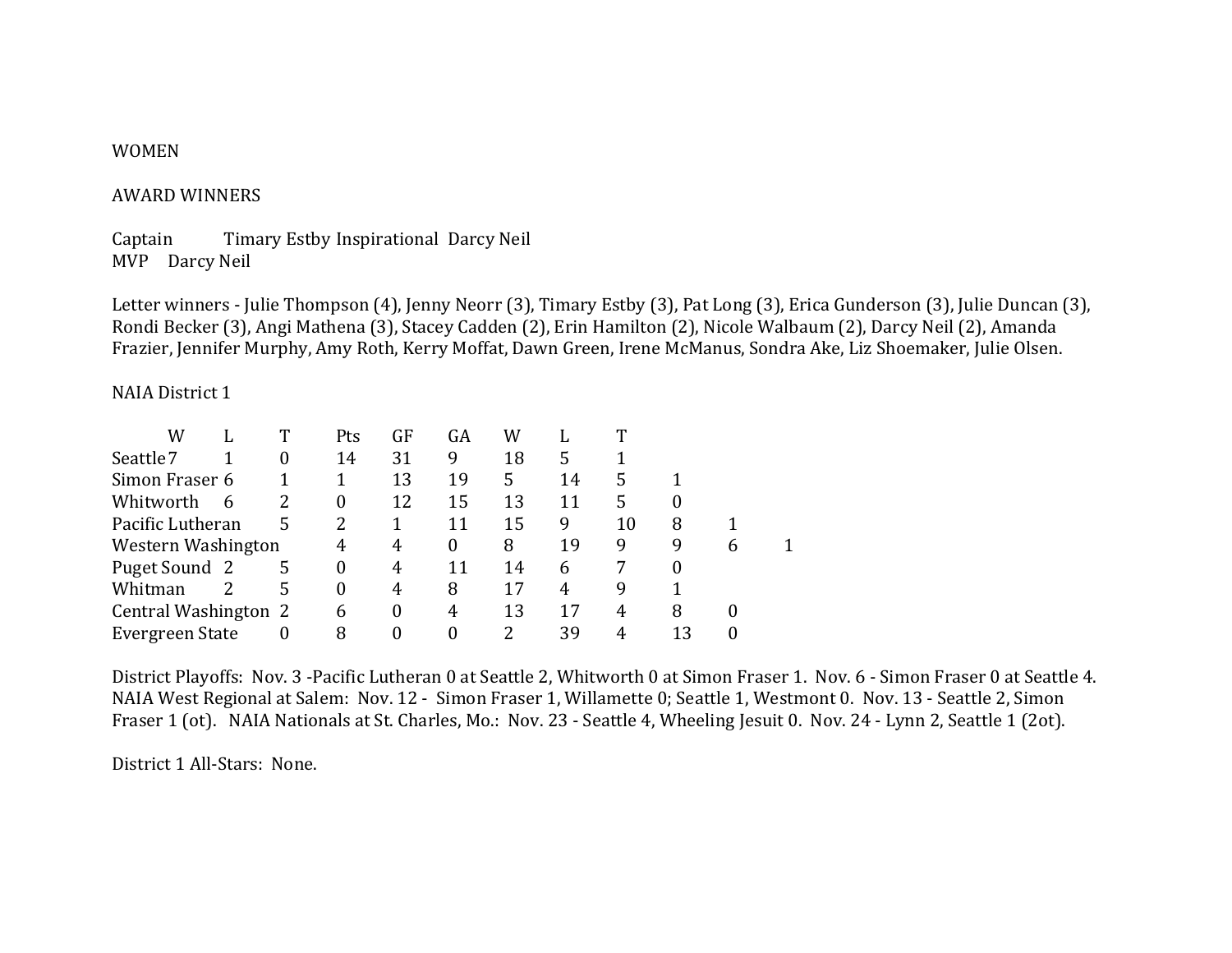WOMEN

AWARD WINNERS

Captain Timary Estby Inspirational Darcy Neil
MVP Darcy Neil

Letter winners - Julie Thompson (4), Jenny Neorr (3), Timary Estby (3), Pat Long (3), Erica Gunderson (3), Julie Duncan (3), Rondi Becker (3), Angi Mathena (3), Stacey Cadden (2), Erin Hamilton (2), Nicole Walbaum (2), Darcy Neil (2), Amanda Frazier, Jennifer Murphy, Amy Roth, Kerry Moffat, Dawn Green, Irene McManus, Sondra Ake, Liz Shoemaker, Julie Olsen.

NAIA District 1

| | W | L | T | Pts | GF | GA | W | L | T |
|---|---|---|---|---|---|---|---|---|---|
| Seattle | 7 | 1 | 0 | 14 | 31 | 9 | 18 | 5 | 1 |
| Simon Fraser | 6 | 1 | 1 | 13 | 19 | 5 | 14 | 5 | 1 |
| Whitworth | 6 | 2 | 0 | 12 | 15 | 13 | 11 | 5 | 0 |
| Pacific Lutheran | 5 | 2 | 1 | 11 | 15 | 9 | 10 | 8 | 1 |
| Western Washington | 4 | 4 | 0 | 8 | 19 | 9 | 9 | 6 | 1 |
| Puget Sound | 2 | 5 | 0 | 4 | 11 | 14 | 6 | 7 | 0 |
| Whitman | 2 | 5 | 0 | 4 | 8 | 17 | 4 | 9 | 1 |
| Central Washington | 2 | 6 | 0 | 4 | 13 | 17 | 4 | 8 | 0 |
| Evergreen State | 0 | 8 | 0 | 0 | 2 | 39 | 4 | 13 | 0 |

District Playoffs: Nov. 3 -Pacific Lutheran 0 at Seattle 2, Whitworth 0 at Simon Fraser 1. Nov. 6 - Simon Fraser 0 at Seattle 4. NAIA West Regional at Salem: Nov. 12 - Simon Fraser 1, Willamette 0; Seattle 1, Westmont 0. Nov. 13 - Seattle 2, Simon Fraser 1 (ot). NAIA Nationals at St. Charles, Mo.: Nov. 23 - Seattle 4, Wheeling Jesuit 0. Nov. 24 - Lynn 2, Seattle 1 (2ot).

District 1 All-Stars: None.